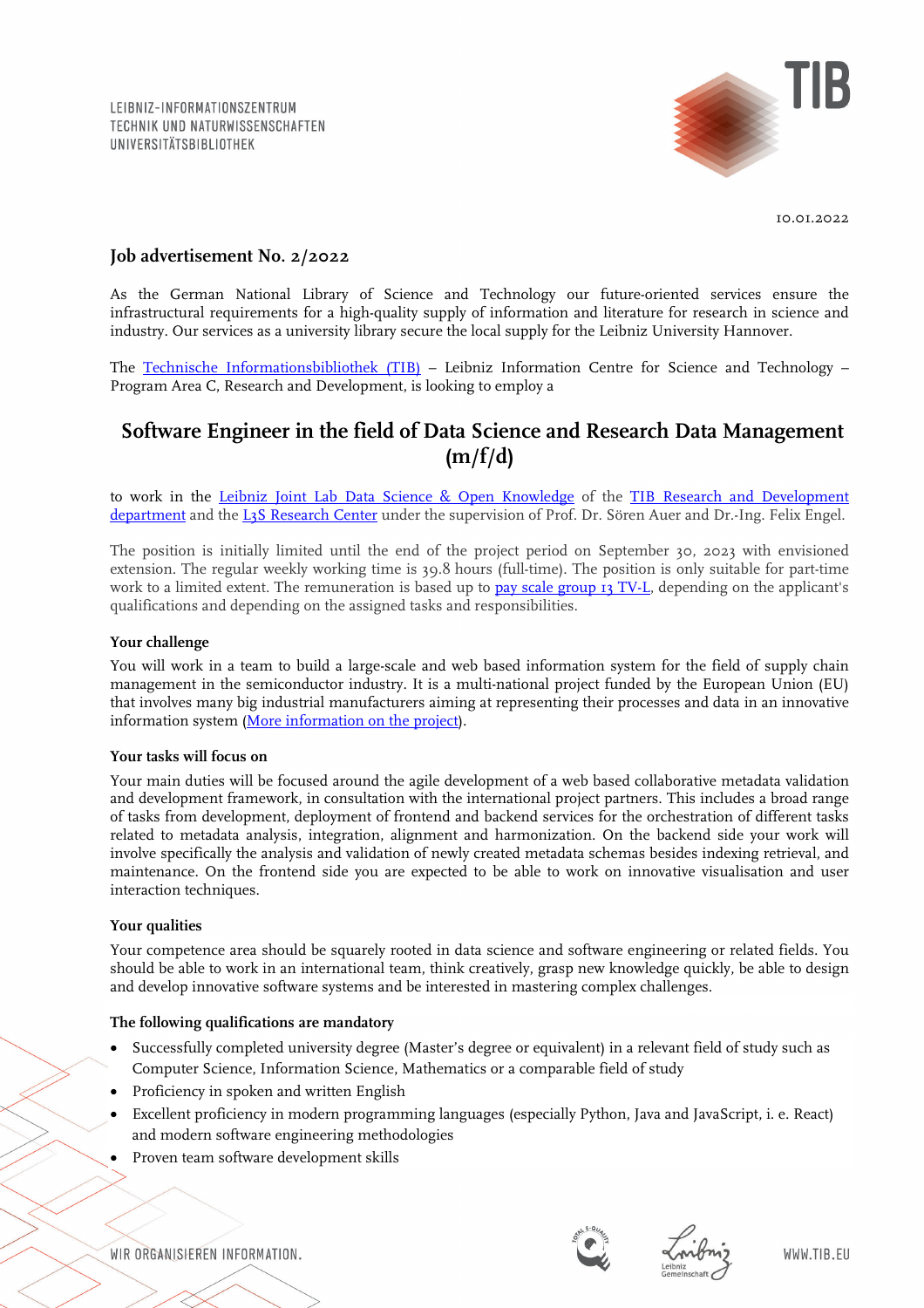LEIBNIZ-INFORMATIONSZENTRUM
TECHNIK UND NATURWISSENSCHAFTEN
UNIVERSITÄTSBIBLIOTHEK

TIB

10.01.2022

### Job advertisement No. 2/2022

As the German National Library of Science and Technology our future-oriented services ensure the infrastructural requirements for a high-quality supply of information and literature for research in science and industry. Our services as a university library secure the local supply for the Leibniz University Hannover.

The Technische Informationsbibliothek (TIB) – Leibniz Information Centre for Science and Technology – Program Area C, Research and Development, is looking to employ a

## Software Engineer in the field of Data Science and Research Data Management (m/f/d)

to work in the Leibniz Joint Lab Data Science & Open Knowledge of the TIB Research and Development department and the L3S Research Center under the supervision of Prof. Dr. Sören Auer and Dr.-Ing. Felix Engel.

The position is initially limited until the end of the project period on September 30, 2023 with envisioned extension. The regular weekly working time is 39.8 hours (full-time). The position is only suitable for part-time work to a limited extent. The remuneration is based up to pay scale group 13 TV-L, depending on the applicant's qualifications and depending on the assigned tasks and responsibilities.

**Your challenge**

You will work in a team to build a large-scale and web based information system for the field of supply chain management in the semiconductor industry. It is a multi-national project funded by the European Union (EU) that involves many big industrial manufacturers aiming at representing their processes and data in an innovative information system (More information on the project).

**Your tasks will focus on**

Your main duties will be focused around the agile development of a web based collaborative metadata validation and development framework, in consultation with the international project partners. This includes a broad range of tasks from development, deployment of frontend and backend services for the orchestration of different tasks related to metadata analysis, integration, alignment and harmonization. On the backend side your work will involve specifically the analysis and validation of newly created metadata schemas besides indexing retrieval, and maintenance. On the frontend side you are expected to be able to work on innovative visualisation and user interaction techniques.

**Your qualities**

Your competence area should be squarely rooted in data science and software engineering or related fields. You should be able to work in an international team, think creatively, grasp new knowledge quickly, be able to design and develop innovative software systems and be interested in mastering complex challenges.

**The following qualifications are mandatory**

- Successfully completed university degree (Master's degree or equivalent) in a relevant field of study such as Computer Science, Information Science, Mathematics or a comparable field of study
- Proficiency in spoken and written English
- Excellent proficiency in modern programming languages (especially Python, Java and JavaScript, i. e. React) and modern software engineering methodologies
- Proven team software development skills

WIR ORGANISIEREN INFORMATION.

WWW.TIB.EU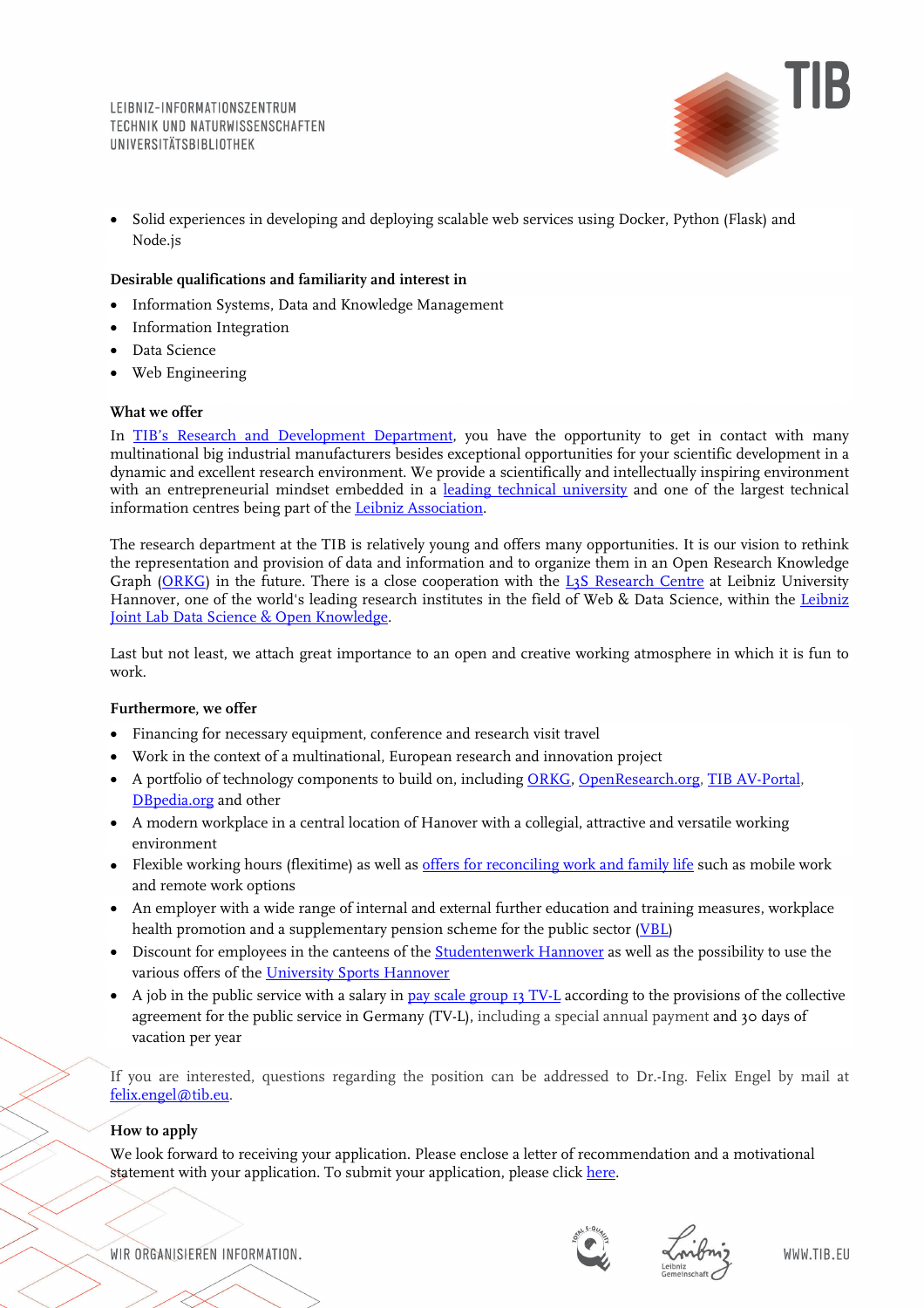- Solid experiences in developing and deploying scalable web services using Docker, Python (Flask) and Node.js

**Desirable qualifications and familiarity and interest in**

- Information Systems, Data and Knowledge Management
- Information Integration
- Data Science
- Web Engineering

**What we offer**

In TIB's Research and Development Department, you have the opportunity to get in contact with many multinational big industrial manufacturers besides exceptional opportunities for your scientific development in a dynamic and excellent research environment. We provide a scientifically and intellectually inspiring environment with an entrepreneurial mindset embedded in a leading technical university and one of the largest technical information centres being part of the Leibniz Association.

The research department at the TIB is relatively young and offers many opportunities. It is our vision to rethink the representation and provision of data and information and to organize them in an Open Research Knowledge Graph (ORKG) in the future. There is a close cooperation with the L3S Research Centre at Leibniz University Hannover, one of the world's leading research institutes in the field of Web & Data Science, within the Leibniz Joint Lab Data Science & Open Knowledge.

Last but not least, we attach great importance to an open and creative working atmosphere in which it is fun to work.

**Furthermore, we offer**

- Financing for necessary equipment, conference and research visit travel
- Work in the context of a multinational, European research and innovation project
- A portfolio of technology components to build on, including ORKG, OpenResearch.org, TIB AV-Portal, DBpedia.org and other
- A modern workplace in a central location of Hanover with a collegial, attractive and versatile working environment
- Flexible working hours (flexitime) as well as offers for reconciling work and family life such as mobile work and remote work options
- An employer with a wide range of internal and external further education and training measures, workplace health promotion and a supplementary pension scheme for the public sector (VBL)
- Discount for employees in the canteens of the Studentenwerk Hannover as well as the possibility to use the various offers of the University Sports Hannover
- A job in the public service with a salary in pay scale group 13 TV-L according to the provisions of the collective agreement for the public service in Germany (TV-L), including a special annual payment and 30 days of vacation per year

If you are interested, questions regarding the position can be addressed to Dr.-Ing. Felix Engel by mail at felix.engel@tib.eu.

**How to apply**

We look forward to receiving your application. Please enclose a letter of recommendation and a motivational statement with your application. To submit your application, please click here.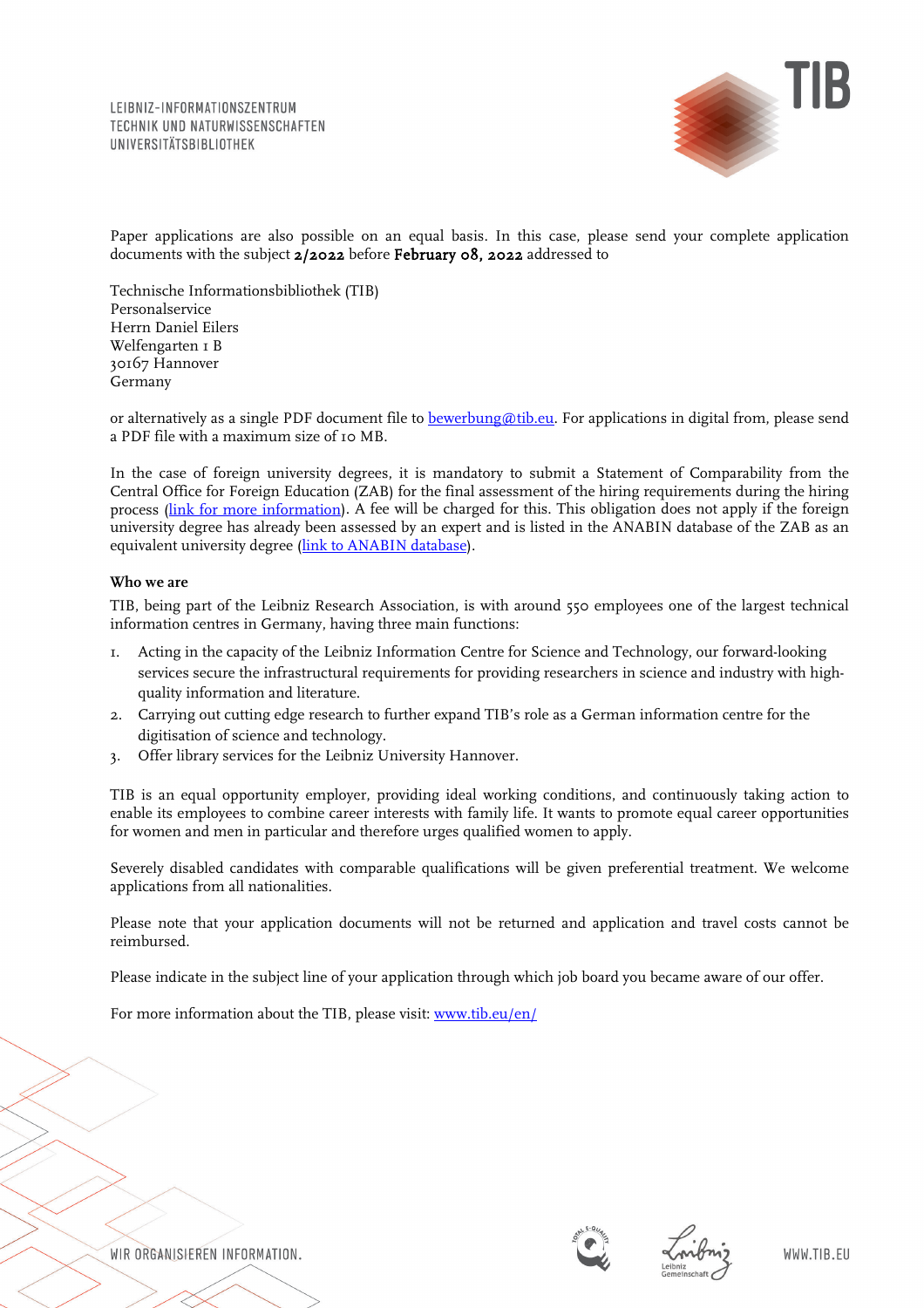Paper applications are also possible on an equal basis. In this case, please send your complete application documents with the subject **2/2022** before **February 08, 2022** addressed to

Technische Informationsbibliothek (TIB)
Personalservice
Herrn Daniel Eilers
Welfengarten 1 B
30167 Hannover
Germany

or alternatively as a single PDF document file to bewerbung@tib.eu. For applications in digital from, please send a PDF file with a maximum size of 10 MB.

In the case of foreign university degrees, it is mandatory to submit a Statement of Comparability from the Central Office for Foreign Education (ZAB) for the final assessment of the hiring requirements during the hiring process (link for more information). A fee will be charged for this. This obligation does not apply if the foreign university degree has already been assessed by an expert and is listed in the ANABIN database of the ZAB as an equivalent university degree (link to ANABIN database).

**Who we are**

TIB, being part of the Leibniz Research Association, is with around 550 employees one of the largest technical information centres in Germany, having three main functions:

1. Acting in the capacity of the Leibniz Information Centre for Science and Technology, our forward-looking services secure the infrastructural requirements for providing researchers in science and industry with high-quality information and literature.
2. Carrying out cutting edge research to further expand TIB's role as a German information centre for the digitisation of science and technology.
3. Offer library services for the Leibniz University Hannover.

TIB is an equal opportunity employer, providing ideal working conditions, and continuously taking action to enable its employees to combine career interests with family life. It wants to promote equal career opportunities for women and men in particular and therefore urges qualified women to apply.

Severely disabled candidates with comparable qualifications will be given preferential treatment. We welcome applications from all nationalities.

Please note that your application documents will not be returned and application and travel costs cannot be reimbursed.

Please indicate in the subject line of your application through which job board you became aware of our offer.

For more information about the TIB, please visit: www.tib.eu/en/